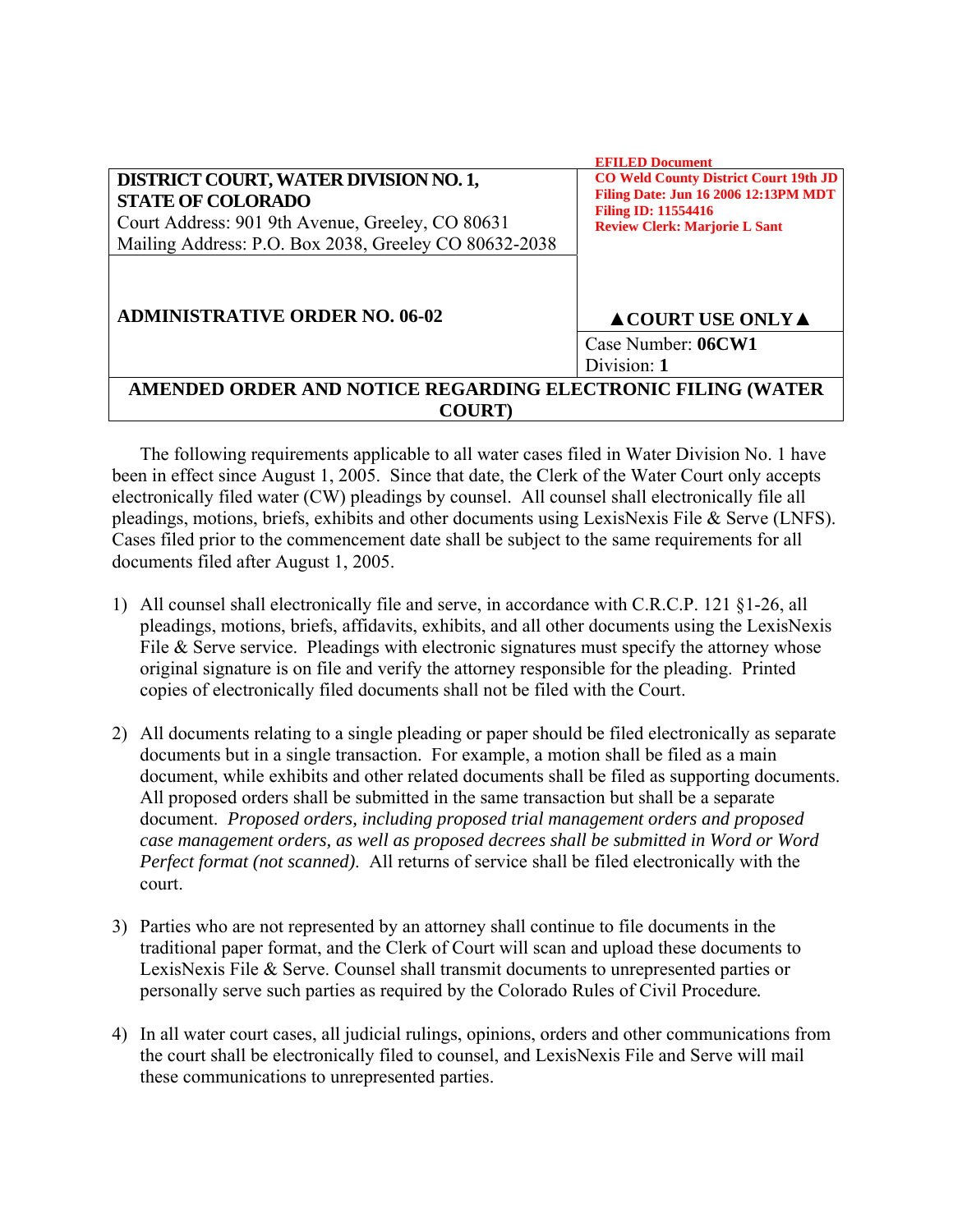EFILED Document
CO Weld County District Court 19th JD
Filing Date: Jun 16 2006 12:13PM MDT
Filing ID: 11554416
Review Clerk: Marjorie L Sant

| **DISTRICT COURT, WATER DIVISION NO. 1, STATE OF COLORADO**<br>Court Address: 901 9th Avenue, Greeley, CO 80631<br>Mailing Address: P.O. Box 2038, Greeley CO 80632-2038 | |
|---|---|
| **ADMINISTRATIVE ORDER NO. 06-02** | **▲COURT USE ONLY▲** |
| | Case Number: **06CW1**<br>Division: **1** |

**AMENDED ORDER AND NOTICE REGARDING ELECTRONIC FILING (WATER COURT)**

The following requirements applicable to all water cases filed in Water Division No. 1 have been in effect since August 1, 2005. Since that date, the Clerk of the Water Court only accepts electronically filed water (CW) pleadings by counsel. All counsel shall electronically file all pleadings, motions, briefs, exhibits and other documents using LexisNexis File & Serve (LNFS). Cases filed prior to the commencement date shall be subject to the same requirements for all documents filed after August 1, 2005.

1) All counsel shall electronically file and serve, in accordance with C.R.C.P. 121 §1-26, all pleadings, motions, briefs, affidavits, exhibits, and all other documents using the LexisNexis File & Serve service. Pleadings with electronic signatures must specify the attorney whose original signature is on file and verify the attorney responsible for the pleading. Printed copies of electronically filed documents shall not be filed with the Court.

2) All documents relating to a single pleading or paper should be filed electronically as separate documents but in a single transaction. For example, a motion shall be filed as a main document, while exhibits and other related documents shall be filed as supporting documents. All proposed orders shall be submitted in the same transaction but shall be a separate document. *Proposed orders, including proposed trial management orders and proposed case management orders, as well as proposed decrees shall be submitted in Word or Word Perfect format (not scanned).* All returns of service shall be filed electronically with the court.

3) Parties who are not represented by an attorney shall continue to file documents in the traditional paper format, and the Clerk of Court will scan and upload these documents to LexisNexis File & Serve. Counsel shall transmit documents to unrepresented parties or personally serve such parties as required by the Colorado Rules of Civil Procedure*.*

4) In all water court cases, all judicial rulings, opinions, orders and other communications from the court shall be electronically filed to counsel, and LexisNexis File and Serve will mail these communications to unrepresented parties.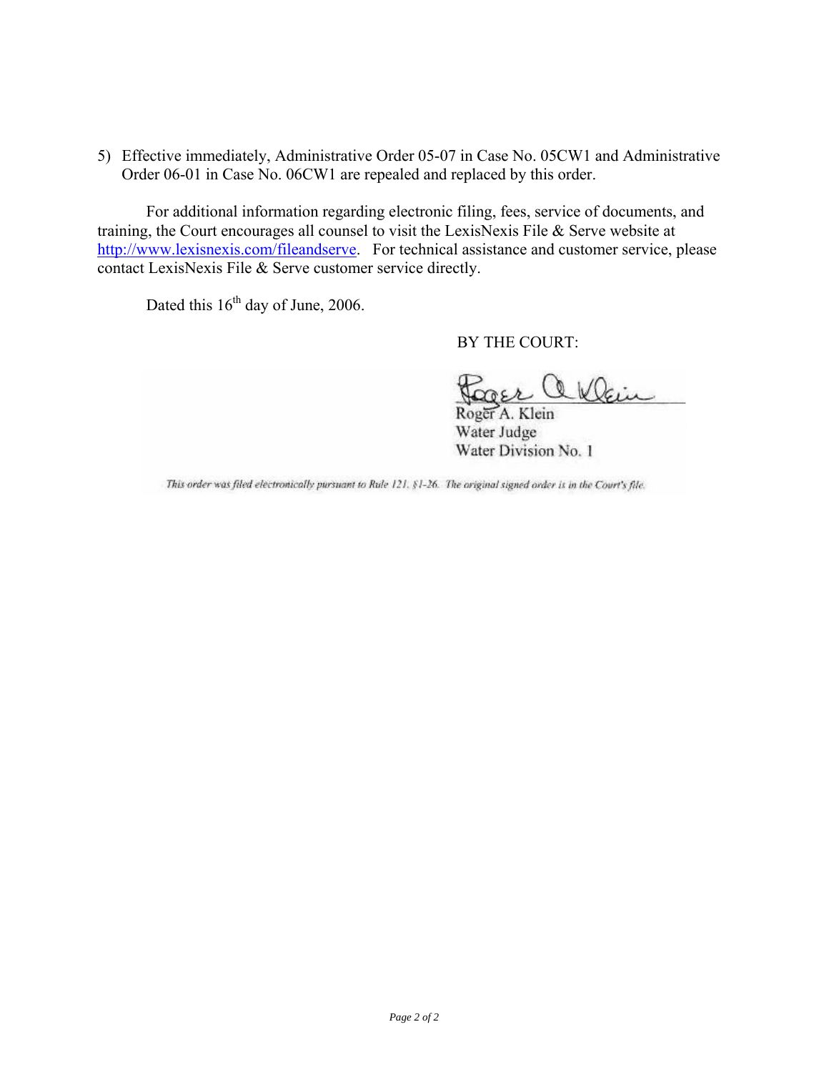5) Effective immediately, Administrative Order 05-07 in Case No. 05CW1 and Administrative Order 06-01 in Case No. 06CW1 are repealed and replaced by this order.

For additional information regarding electronic filing, fees, service of documents, and training, the Court encourages all counsel to visit the LexisNexis File & Serve website at http://www.lexisnexis.com/fileandserve. For technical assistance and customer service, please contact LexisNexis File & Serve customer service directly.

Dated this 16th day of June, 2006.

BY THE COURT:

Roger A. Klein
Water Judge
Water Division No. 1

*This order was filed electronically pursuant to Rule 121, §1-26. The original signed order is in the Court's file.*